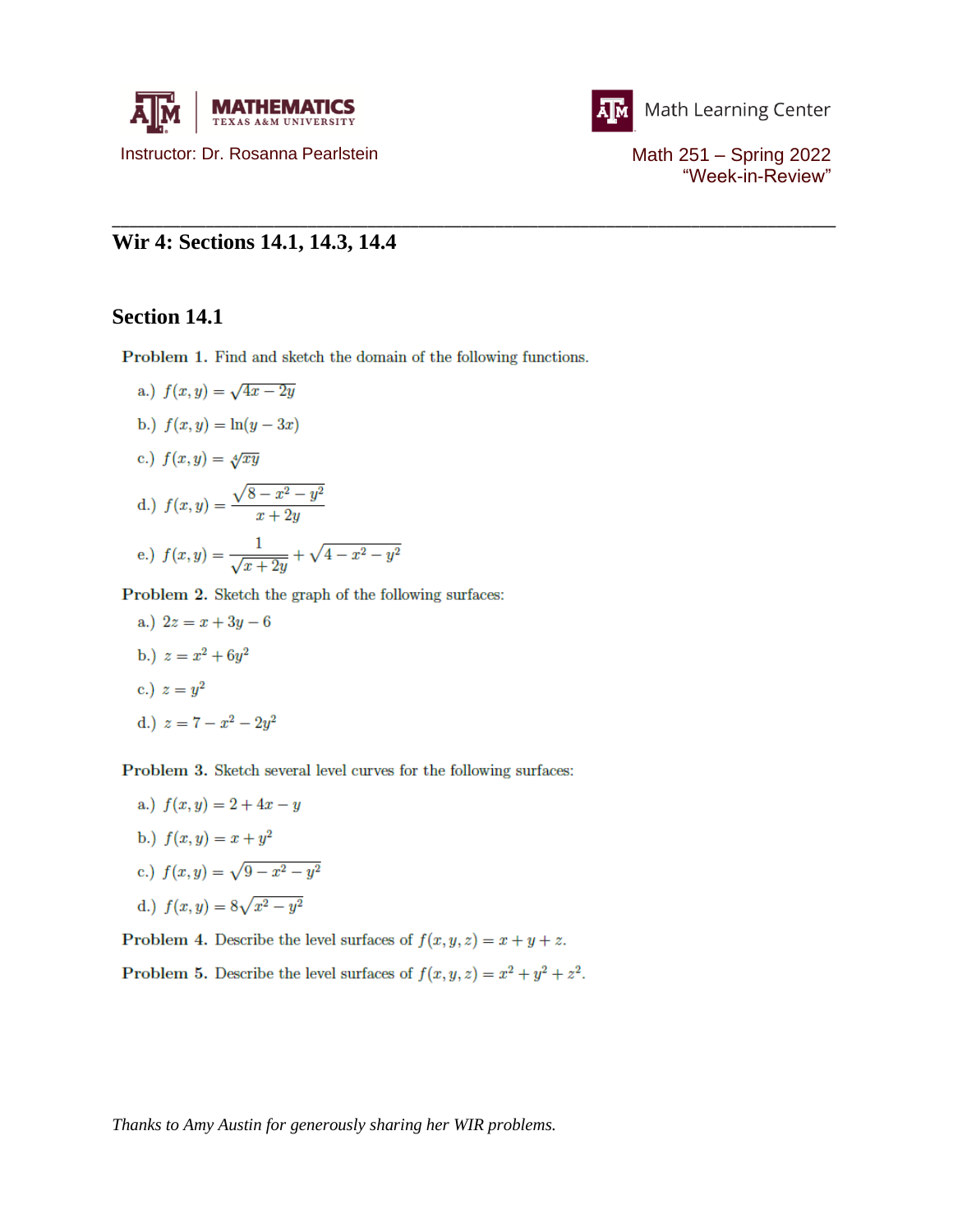Instructor: Dr. Rosanna Pearlstein

Math 251 – Spring 2022
"Week-in-Review"

# Wir 4: Sections 14.1, 14.3, 14.4

## Section 14.1

**Problem 1.** Find and sketch the domain of the following functions.

a.) $f(x, y) = \sqrt{4x - 2y}$

b.) $f(x, y) = \ln(y - 3x)$

c.) $f(x, y) = \sqrt[4]{xy}$

d.) $f(x, y) = \dfrac{\sqrt{8 - x^2 - y^2}}{x + 2y}$

e.) $f(x, y) = \dfrac{1}{\sqrt{x + 2y}} + \sqrt{4 - x^2 - y^2}$

**Problem 2.** Sketch the graph of the following surfaces:

a.) $2z = x + 3y - 6$

b.) $z = x^2 + 6y^2$

c.) $z = y^2$

d.) $z = 7 - x^2 - 2y^2$

**Problem 3.** Sketch several level curves for the following surfaces:

a.) $f(x, y) = 2 + 4x - y$

b.) $f(x, y) = x + y^2$

c.) $f(x, y) = \sqrt{9 - x^2 - y^2}$

d.) $f(x, y) = 8\sqrt{x^2 - y^2}$

**Problem 4.** Describe the level surfaces of $f(x, y, z) = x + y + z$.

**Problem 5.** Describe the level surfaces of $f(x, y, z) = x^2 + y^2 + z^2$.

*Thanks to Amy Austin for generously sharing her WIR problems.*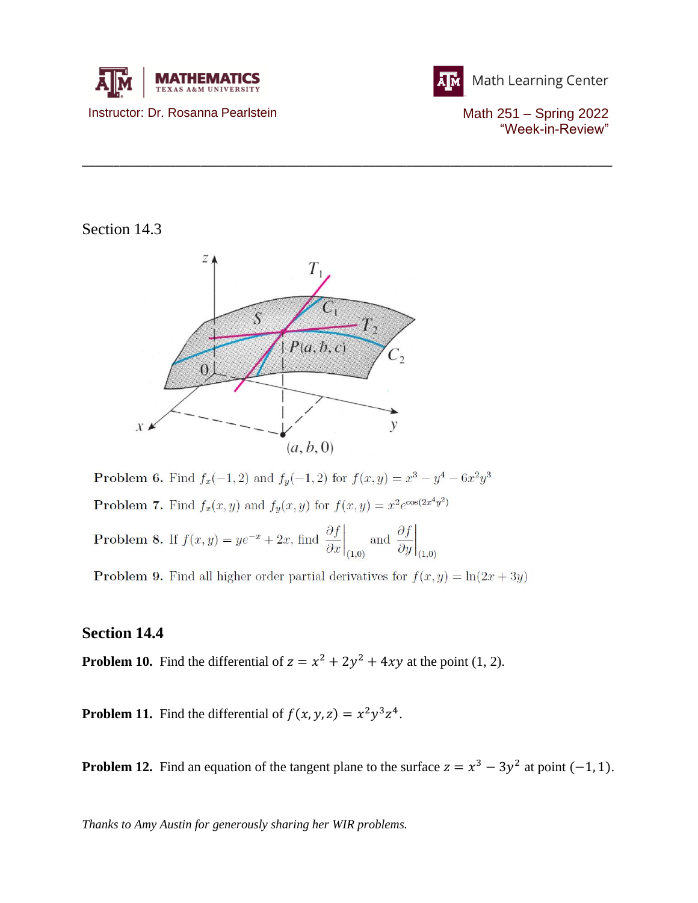Instructor: Dr. Rosanna Pearlstein

Math 251 – Spring 2022
"Week-in-Review"

## Section 14.3

**Problem 6.** Find $f_x(-1,2)$ and $f_y(-1,2)$ for $f(x,y) = x^3 - y^4 - 6x^2y^3$

**Problem 7.** Find $f_x(x,y)$ and $f_y(x,y)$ for $f(x,y) = x^2 e^{\cos(2x^4y^2)}$

**Problem 8.** If $f(x,y) = ye^{-x} + 2x$, find $\left.\dfrac{\partial f}{\partial x}\right|_{(1,0)}$ and $\left.\dfrac{\partial f}{\partial y}\right|_{(1,0)}$

**Problem 9.** Find all higher order partial derivatives for $f(x,y) = \ln(2x + 3y)$

## Section 14.4

**Problem 10.** Find the differential of $z = x^2 + 2y^2 + 4xy$ at the point (1, 2).

**Problem 11.** Find the differential of $f(x,y,z) = x^2y^3z^4$.

**Problem 12.** Find an equation of the tangent plane to the surface $z = x^3 - 3y^2$ at point $(-1, 1)$.

*Thanks to Amy Austin for generously sharing her WIR problems.*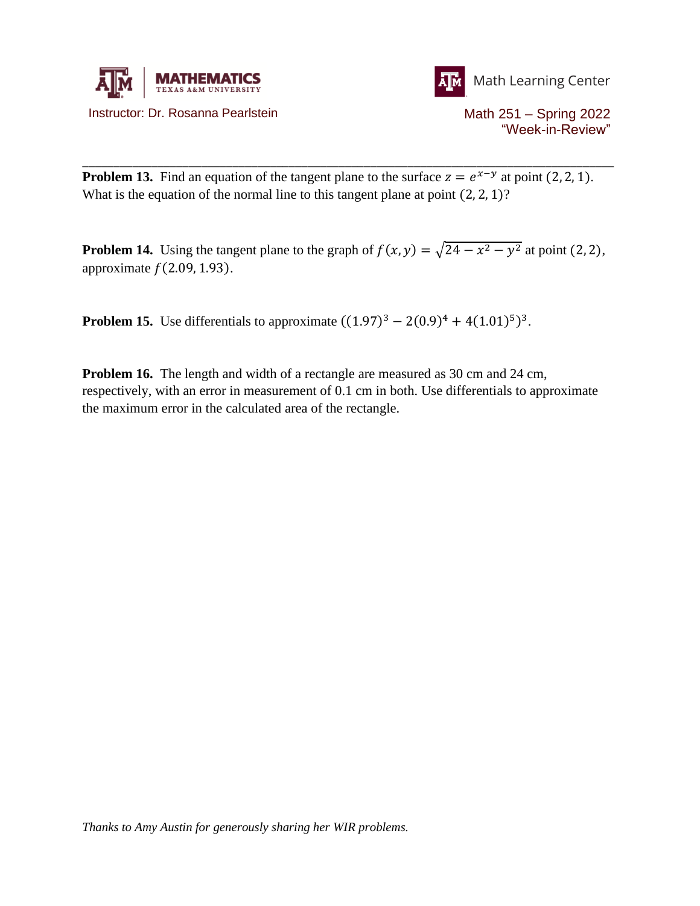**Problem 13.** Find an equation of the tangent plane to the surface $z = e^{x-y}$ at point $(2, 2, 1)$. What is the equation of the normal line to this tangent plane at point $(2, 2, 1)$?

**Problem 14.** Using the tangent plane to the graph of $f(x, y) = \sqrt{24 - x^2 - y^2}$ at point $(2, 2)$, approximate $f(2.09, 1.93)$.

**Problem 15.** Use differentials to approximate $((1.97)^3 - 2(0.9)^4 + 4(1.01)^5)^3$.

**Problem 16.** The length and width of a rectangle are measured as 30 cm and 24 cm, respectively, with an error in measurement of 0.1 cm in both. Use differentials to approximate the maximum error in the calculated area of the rectangle.

*Thanks to Amy Austin for generously sharing her WIR problems.*